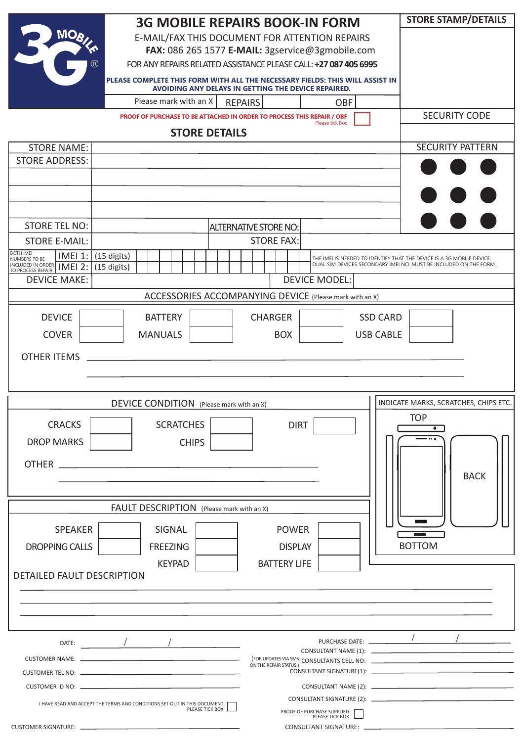# 3G MOBILE REPAIRS BOOK-IN FORM

E-MAIL/FAX THIS DOCUMENT FOR ATTENTION REPAIRS

**FAX:** 086 265 1577 **E-MAIL:** 3gservice@3gmobile.com

FOR ANY REPAIRS RELATED ASSISTANCE PLEASE CALL: **+27 087 405 6995**

**PLEASE COMPLETE THIS FORM WITH ALL THE NECESSARY FIELDS: THIS WILL ASSIST IN AVOIDING ANY DELAYS IN GETTING THE DEVICE REPAIRED.**

Please mark with an X | REPAIRS [ ] | OBF [ ]

**PROOF OF PURCHASE TO BE ATTACHED IN ORDER TO PROCESS THIS REPAIR / OBF** Please tick Box [ ]

**STORE STAMP/DETAILS**

SECURITY CODE

SECURITY PATTERN

## STORE DETAILS

| | | | |
|---|---|---|---|
| STORE NAME: | | | |
| STORE ADDRESS: | | | |
| | | | |
| | | | |
| | | | |
| STORE TEL NO: | | ALTERNATIVE STORE NO: | |
| STORE E-MAIL: | | STORE FAX: | |

BOTH IMEI NUMBERS TO BE INCLUDED IN ORDER TO PROCESS REPAIR.

IMEI 1: (15 digits)

IMEI 2: (15 digits)

THE IMEI IS NEEDED TO IDENTIFY THAT THE DEVICE IS A 3G MOBILE DEVICE. DUAL SIM DEVICES SECONDARY IMEI NO. MUST BE INCLUDED ON THE FORM.

| | | | |
|---|---|---|---|
| DEVICE MAKE: | | DEVICE MODEL: | |

## ACCESSORIES ACCOMPANYING DEVICE (Please mark with an X)

| | | | | | | | |
|---|---|---|---|---|---|---|---|
| DEVICE | | BATTERY | | CHARGER | | SSD CARD | |
| COVER | | MANUALS | | BOX | | USB CABLE | |

OTHER ITEMS ____________________

## DEVICE CONDITION (Please mark with an X)

| | | | | | |
|---|---|---|---|---|---|
| CRACKS | | SCRATCHES | | DIRT | |
| DROP MARKS | | CHIPS | | | |

OTHER ____________________

INDICATE MARKS, SCRATCHES, CHIPS ETC.

TOP

BACK

BOTTOM

## FAULT DESCRIPTION (Please mark with an X)

| | | | | | |
|---|---|---|---|---|---|
| SPEAKER | | SIGNAL | | POWER | |
| DROPPING CALLS | | FREEZING | | DISPLAY | |
| | | KEYPAD | | BATTERY LIFE | |

DETAILED FAULT DESCRIPTION

____________________

DATE: ____ / ____ / ____

CUSTOMER NAME: ____________________

CUSTOMER TEL NO: ____________________

CUSTOMER ID NO: ____________________

I HAVE READ AND ACCEPT THE TERMS AND CONDITIONS SET OUT IN THIS DOCUMENT PLEASE TICK BOX [ ]

CUSTOMER SIGNATURE: ____________________

PURCHASE DATE: ____ / ____ / ____

CONSULTANT NAME (1): ____________________

CONSULTANTS CELL NO: ____________________ (FOR UPDATES VIA SMS ON THE REPAIR STATUS.)

CONSULTANT SIGNATURE(1): ____________________

CONSULTANT NAME (2): ____________________

CONSULTANT SIGNATURE (2): ____________________

PROOF OF PURCHASE SUPPLIED PLEASE TICK BOX [ ]

CONSULTANT SIGNATURE: ____________________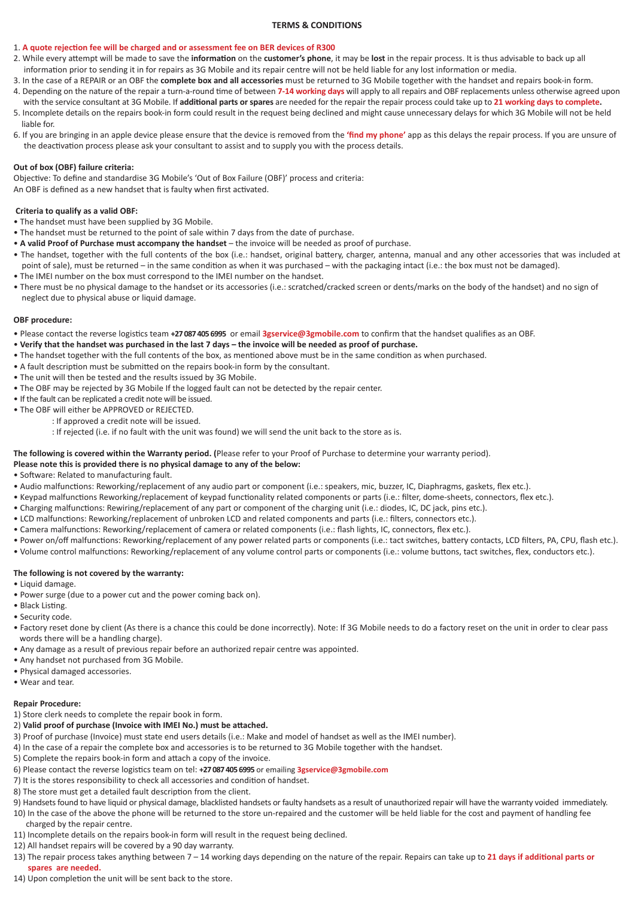# TERMS & CONDITIONS

1. **A quote rejection fee will be charged and or assessment fee on BER devices of R300**
2. While every attempt will be made to save the **information** on the **customer's phone**, it may be **lost** in the repair process. It is thus advisable to back up all information prior to sending it in for repairs as 3G Mobile and its repair centre will not be held liable for any lost information or media.
3. In the case of a REPAIR or an OBF the **complete box and all accessories** must be returned to 3G Mobile together with the handset and repairs book-in form.
4. Depending on the nature of the repair a turn-a-round time of between **7-14 working days** will apply to all repairs and OBF replacements unless otherwise agreed upon with the service consultant at 3G Mobile. If **additional parts or spares** are needed for the repair the repair process could take up to **21 working days to complete.**
5. Incomplete details on the repairs book-in form could result in the request being declined and might cause unnecessary delays for which 3G Mobile will not be held liable for.
6. If you are bringing in an apple device please ensure that the device is removed from the **'find my phone'** app as this delays the repair process. If you are unsure of the deactivation process please ask your consultant to assist and to supply you with the process details.

**Out of box (OBF) failure criteria:**

Objective: To define and standardise 3G Mobile's 'Out of Box Failure (OBF)' process and criteria:
An OBF is defined as a new handset that is faulty when first activated.

**Criteria to qualify as a valid OBF:**

- The handset must have been supplied by 3G Mobile.
- The handset must be returned to the point of sale within 7 days from the date of purchase.
- **A valid Proof of Purchase must accompany the handset** – the invoice will be needed as proof of purchase.
- The handset, together with the full contents of the box (i.e.: handset, original battery, charger, antenna, manual and any other accessories that was included at point of sale), must be returned – in the same condition as when it was purchased – with the packaging intact (i.e.: the box must not be damaged).
- The IMEI number on the box must correspond to the IMEI number on the handset.
- There must be no physical damage to the handset or its accessories (i.e.: scratched/cracked screen or dents/marks on the body of the handset) and no sign of neglect due to physical abuse or liquid damage.

**OBF procedure:**

- Please contact the reverse logistics team **+27 087 405 6995** or email **3gservice@3gmobile.com** to confirm that the handset qualifies as an OBF.
- **Verify that the handset was purchased in the last 7 days – the invoice will be needed as proof of purchase.**
- The handset together with the full contents of the box, as mentioned above must be in the same condition as when purchased.
- A fault description must be submitted on the repairs book-in form by the consultant.
- The unit will then be tested and the results issued by 3G Mobile.
- The OBF may be rejected by 3G Mobile If the logged fault can not be detected by the repair center.
- If the fault can be replicated a credit note will be issued.
- The OBF will either be APPROVED or REJECTED.
  - : If approved a credit note will be issued.
  - : If rejected (i.e. if no fault with the unit was found) we will send the unit back to the store as is.

**The following is covered within the Warranty period. (**Please refer to your Proof of Purchase to determine your warranty period).
**Please note this is provided there is no physical damage to any of the below:**

- Software: Related to manufacturing fault.
- Audio malfunctions: Reworking/replacement of any audio part or component (i.e.: speakers, mic, buzzer, IC, Diaphragms, gaskets, flex etc.).
- Keypad malfunctions Reworking/replacement of keypad functionality related components or parts (i.e.: filter, dome-sheets, connectors, flex etc.).
- Charging malfunctions: Rewiring/replacement of any part or component of the charging unit (i.e.: diodes, IC, DC jack, pins etc.).
- LCD malfunctions: Reworking/replacement of unbroken LCD and related components and parts (i.e.: filters, connectors etc.).
- Camera malfunctions: Reworking/replacement of camera or related components (i.e.: flash lights, IC, connectors, flex etc.).
- Power on/off malfunctions: Reworking/replacement of any power related parts or components (i.e.: tact switches, battery contacts, LCD filters, PA, CPU, flash etc.).
- Volume control malfunctions: Reworking/replacement of any volume control parts or components (i.e.: volume buttons, tact switches, flex, conductors etc.).

**The following is not covered by the warranty:**

- Liquid damage.
- Power surge (due to a power cut and the power coming back on).
- Black Listing.
- Security code.
- Factory reset done by client (As there is a chance this could be done incorrectly). Note: If 3G Mobile needs to do a factory reset on the unit in order to clear pass words there will be a handling charge).
- Any damage as a result of previous repair before an authorized repair centre was appointed.
- Any handset not purchased from 3G Mobile.
- Physical damaged accessories.
- Wear and tear.

**Repair Procedure:**

1) Store clerk needs to complete the repair book in form.
2) **Valid proof of purchase (Invoice with IMEI No.) must be attached.**
3) Proof of purchase (Invoice) must state end users details (i.e.: Make and model of handset as well as the IMEI number).
4) In the case of a repair the complete box and accessories is to be returned to 3G Mobile together with the handset.
5) Complete the repairs book-in form and attach a copy of the invoice.
6) Please contact the reverse logistics team on tel: **+27 087 405 6995** or emailing **3gservice@3gmobile.com**
7) It is the stores responsibility to check all accessories and condition of handset.
8) The store must get a detailed fault description from the client.
9) Handsets found to have liquid or physical damage, blacklisted handsets or faulty handsets as a result of unauthorized repair will have the warranty voided immediately.
10) In the case of the above the phone will be returned to the store un-repaired and the customer will be held liable for the cost and payment of handling fee charged by the repair centre.
11) Incomplete details on the repairs book-in form will result in the request being declined.
12) All handset repairs will be covered by a 90 day warranty.
13) The repair process takes anything between 7 – 14 working days depending on the nature of the repair. Repairs can take up to **21 days if additional parts or spares are needed.**
14) Upon completion the unit will be sent back to the store.